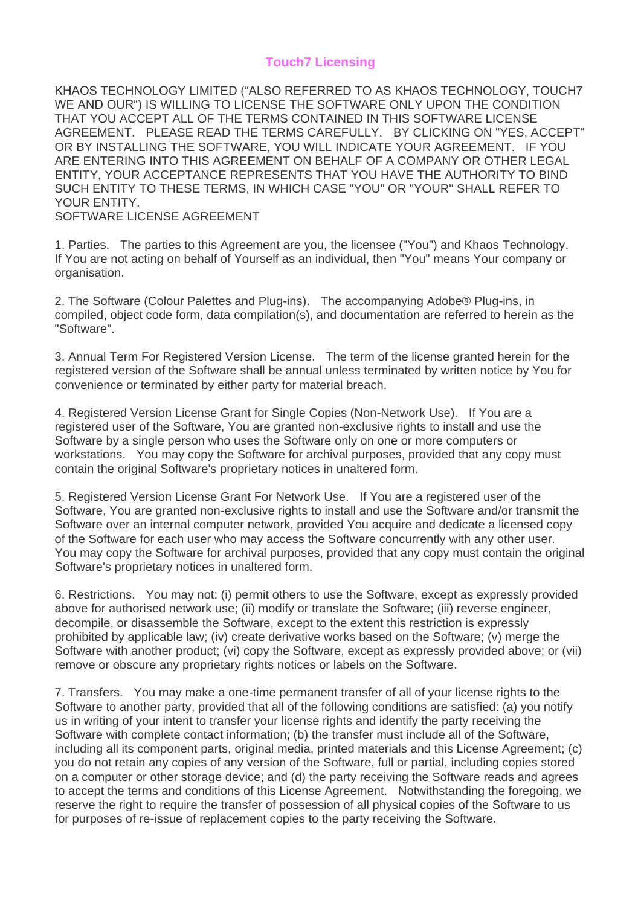# Touch7 Licensing

KHAOS TECHNOLOGY LIMITED ("ALSO REFERRED TO AS KHAOS TECHNOLOGY, TOUCH7 WE AND OUR") IS WILLING TO LICENSE THE SOFTWARE ONLY UPON THE CONDITION THAT YOU ACCEPT ALL OF THE TERMS CONTAINED IN THIS SOFTWARE LICENSE AGREEMENT. PLEASE READ THE TERMS CAREFULLY. BY CLICKING ON "YES, ACCEPT" OR BY INSTALLING THE SOFTWARE, YOU WILL INDICATE YOUR AGREEMENT. IF YOU ARE ENTERING INTO THIS AGREEMENT ON BEHALF OF A COMPANY OR OTHER LEGAL ENTITY, YOUR ACCEPTANCE REPRESENTS THAT YOU HAVE THE AUTHORITY TO BIND SUCH ENTITY TO THESE TERMS, IN WHICH CASE "YOU" OR "YOUR" SHALL REFER TO YOUR ENTITY.

SOFTWARE LICENSE AGREEMENT

1. Parties. The parties to this Agreement are you, the licensee ("You") and Khaos Technology. If You are not acting on behalf of Yourself as an individual, then "You" means Your company or organisation.

2. The Software (Colour Palettes and Plug-ins). The accompanying Adobe® Plug-ins, in compiled, object code form, data compilation(s), and documentation are referred to herein as the "Software".

3. Annual Term For Registered Version License. The term of the license granted herein for the registered version of the Software shall be annual unless terminated by written notice by You for convenience or terminated by either party for material breach.

4. Registered Version License Grant for Single Copies (Non-Network Use). If You are a registered user of the Software, You are granted non-exclusive rights to install and use the Software by a single person who uses the Software only on one or more computers or workstations. You may copy the Software for archival purposes, provided that any copy must contain the original Software's proprietary notices in unaltered form.

5. Registered Version License Grant For Network Use. If You are a registered user of the Software, You are granted non-exclusive rights to install and use the Software and/or transmit the Software over an internal computer network, provided You acquire and dedicate a licensed copy of the Software for each user who may access the Software concurrently with any other user. You may copy the Software for archival purposes, provided that any copy must contain the original Software's proprietary notices in unaltered form.

6. Restrictions. You may not: (i) permit others to use the Software, except as expressly provided above for authorised network use; (ii) modify or translate the Software; (iii) reverse engineer, decompile, or disassemble the Software, except to the extent this restriction is expressly prohibited by applicable law; (iv) create derivative works based on the Software; (v) merge the Software with another product; (vi) copy the Software, except as expressly provided above; or (vii) remove or obscure any proprietary rights notices or labels on the Software.

7. Transfers. You may make a one-time permanent transfer of all of your license rights to the Software to another party, provided that all of the following conditions are satisfied: (a) you notify us in writing of your intent to transfer your license rights and identify the party receiving the Software with complete contact information; (b) the transfer must include all of the Software, including all its component parts, original media, printed materials and this License Agreement; (c) you do not retain any copies of any version of the Software, full or partial, including copies stored on a computer or other storage device; and (d) the party receiving the Software reads and agrees to accept the terms and conditions of this License Agreement. Notwithstanding the foregoing, we reserve the right to require the transfer of possession of all physical copies of the Software to us for purposes of re-issue of replacement copies to the party receiving the Software.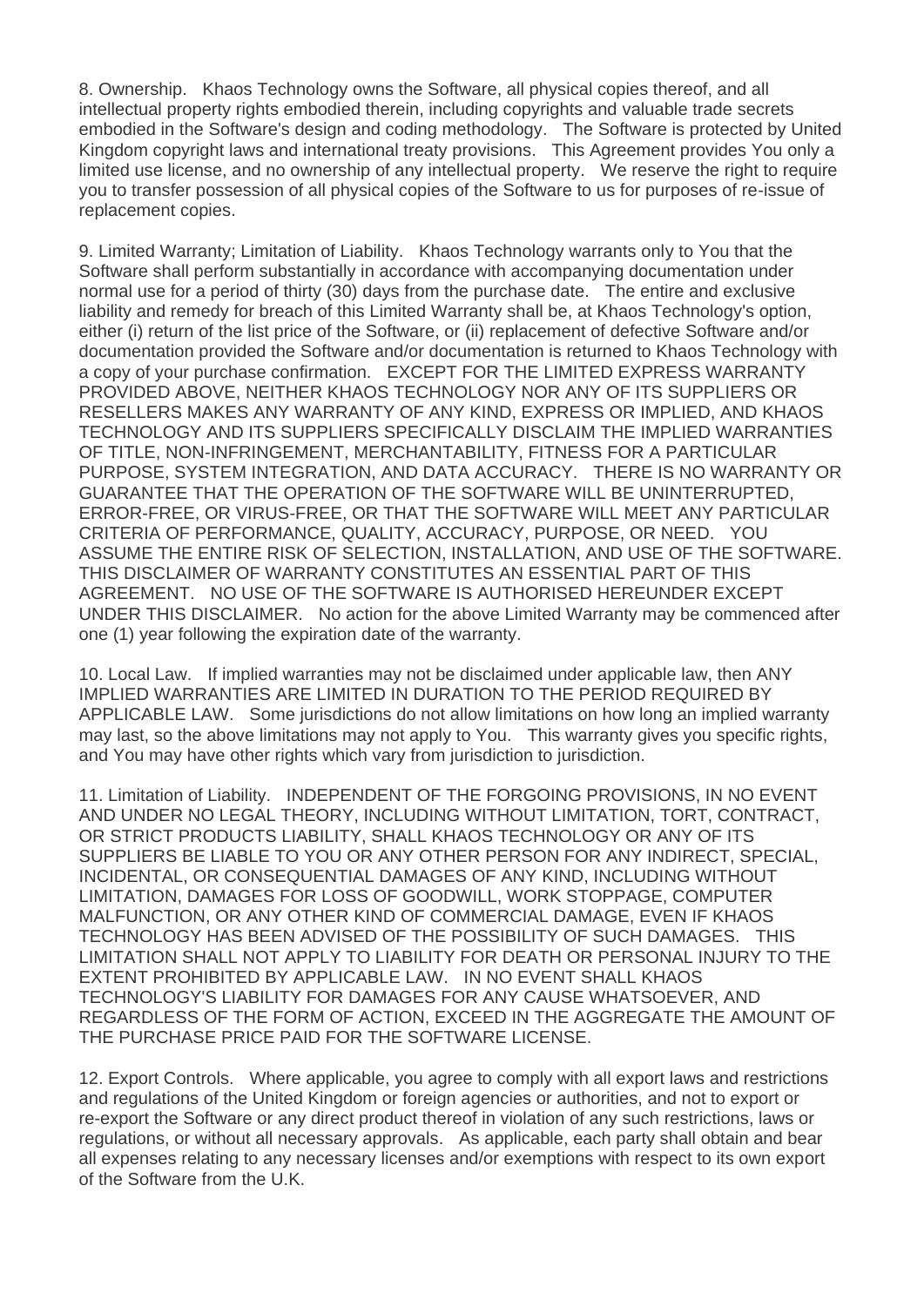8. Ownership.   Khaos Technology owns the Software, all physical copies thereof, and all intellectual property rights embodied therein, including copyrights and valuable trade secrets embodied in the Software's design and coding methodology.   The Software is protected by United Kingdom copyright laws and international treaty provisions.   This Agreement provides You only a limited use license, and no ownership of any intellectual property.   We reserve the right to require you to transfer possession of all physical copies of the Software to us for purposes of re-issue of replacement copies.

9. Limited Warranty; Limitation of Liability.   Khaos Technology warrants only to You that the Software shall perform substantially in accordance with accompanying documentation under normal use for a period of thirty (30) days from the purchase date.   The entire and exclusive liability and remedy for breach of this Limited Warranty shall be, at Khaos Technology's option, either (i) return of the list price of the Software, or (ii) replacement of defective Software and/or documentation provided the Software and/or documentation is returned to Khaos Technology with a copy of your purchase confirmation.   EXCEPT FOR THE LIMITED EXPRESS WARRANTY PROVIDED ABOVE, NEITHER KHAOS TECHNOLOGY NOR ANY OF ITS SUPPLIERS OR RESELLERS MAKES ANY WARRANTY OF ANY KIND, EXPRESS OR IMPLIED, AND KHAOS TECHNOLOGY AND ITS SUPPLIERS SPECIFICALLY DISCLAIM THE IMPLIED WARRANTIES OF TITLE, NON-INFRINGEMENT, MERCHANTABILITY, FITNESS FOR A PARTICULAR PURPOSE, SYSTEM INTEGRATION, AND DATA ACCURACY.   THERE IS NO WARRANTY OR GUARANTEE THAT THE OPERATION OF THE SOFTWARE WILL BE UNINTERRUPTED, ERROR-FREE, OR VIRUS-FREE, OR THAT THE SOFTWARE WILL MEET ANY PARTICULAR CRITERIA OF PERFORMANCE, QUALITY, ACCURACY, PURPOSE, OR NEED.   YOU ASSUME THE ENTIRE RISK OF SELECTION, INSTALLATION, AND USE OF THE SOFTWARE. THIS DISCLAIMER OF WARRANTY CONSTITUTES AN ESSENTIAL PART OF THIS AGREEMENT.   NO USE OF THE SOFTWARE IS AUTHORISED HEREUNDER EXCEPT UNDER THIS DISCLAIMER.   No action for the above Limited Warranty may be commenced after one (1) year following the expiration date of the warranty.

10. Local Law.   If implied warranties may not be disclaimed under applicable law, then ANY IMPLIED WARRANTIES ARE LIMITED IN DURATION TO THE PERIOD REQUIRED BY APPLICABLE LAW.   Some jurisdictions do not allow limitations on how long an implied warranty may last, so the above limitations may not apply to You.   This warranty gives you specific rights, and You may have other rights which vary from jurisdiction to jurisdiction.

11. Limitation of Liability.   INDEPENDENT OF THE FORGOING PROVISIONS, IN NO EVENT AND UNDER NO LEGAL THEORY, INCLUDING WITHOUT LIMITATION, TORT, CONTRACT, OR STRICT PRODUCTS LIABILITY, SHALL KHAOS TECHNOLOGY OR ANY OF ITS SUPPLIERS BE LIABLE TO YOU OR ANY OTHER PERSON FOR ANY INDIRECT, SPECIAL, INCIDENTAL, OR CONSEQUENTIAL DAMAGES OF ANY KIND, INCLUDING WITHOUT LIMITATION, DAMAGES FOR LOSS OF GOODWILL, WORK STOPPAGE, COMPUTER MALFUNCTION, OR ANY OTHER KIND OF COMMERCIAL DAMAGE, EVEN IF KHAOS TECHNOLOGY HAS BEEN ADVISED OF THE POSSIBILITY OF SUCH DAMAGES.   THIS LIMITATION SHALL NOT APPLY TO LIABILITY FOR DEATH OR PERSONAL INJURY TO THE EXTENT PROHIBITED BY APPLICABLE LAW.   IN NO EVENT SHALL KHAOS TECHNOLOGY'S LIABILITY FOR DAMAGES FOR ANY CAUSE WHATSOEVER, AND REGARDLESS OF THE FORM OF ACTION, EXCEED IN THE AGGREGATE THE AMOUNT OF THE PURCHASE PRICE PAID FOR THE SOFTWARE LICENSE.

12. Export Controls.   Where applicable, you agree to comply with all export laws and restrictions and regulations of the United Kingdom or foreign agencies or authorities, and not to export or re-export the Software or any direct product thereof in violation of any such restrictions, laws or regulations, or without all necessary approvals.   As applicable, each party shall obtain and bear all expenses relating to any necessary licenses and/or exemptions with respect to its own export of the Software from the U.K.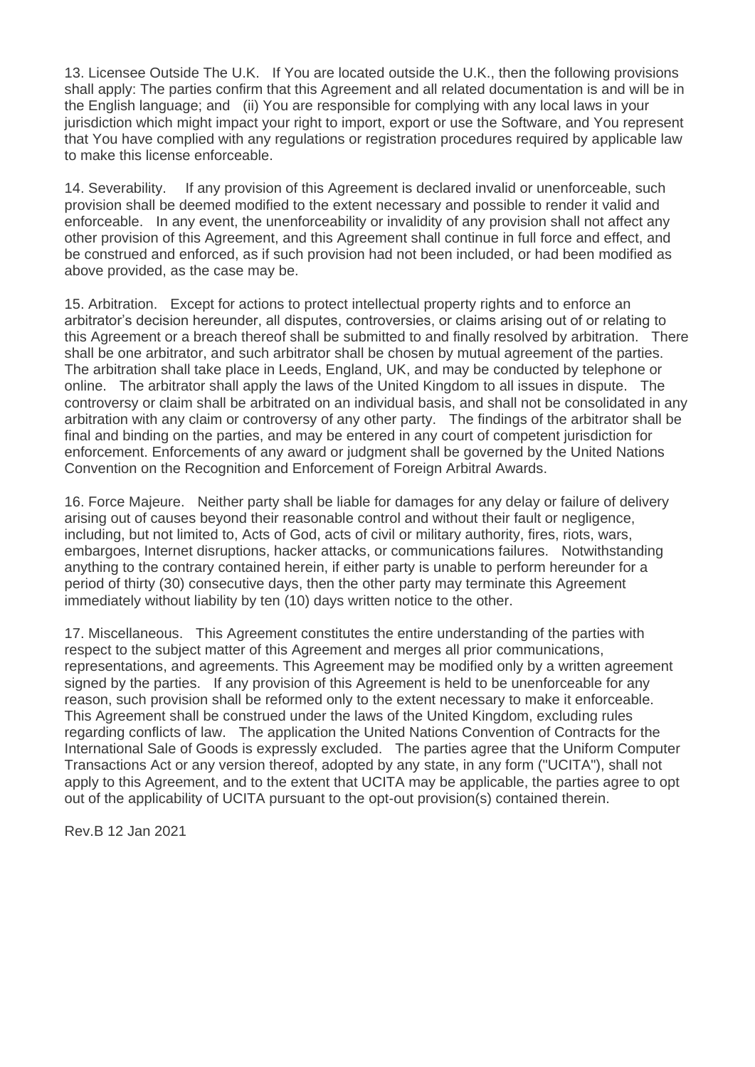13. Licensee Outside The U.K. If You are located outside the U.K., then the following provisions shall apply: The parties confirm that this Agreement and all related documentation is and will be in the English language; and (ii) You are responsible for complying with any local laws in your jurisdiction which might impact your right to import, export or use the Software, and You represent that You have complied with any regulations or registration procedures required by applicable law to make this license enforceable.

14. Severability. If any provision of this Agreement is declared invalid or unenforceable, such provision shall be deemed modified to the extent necessary and possible to render it valid and enforceable. In any event, the unenforceability or invalidity of any provision shall not affect any other provision of this Agreement, and this Agreement shall continue in full force and effect, and be construed and enforced, as if such provision had not been included, or had been modified as above provided, as the case may be.

15. Arbitration. Except for actions to protect intellectual property rights and to enforce an arbitrator's decision hereunder, all disputes, controversies, or claims arising out of or relating to this Agreement or a breach thereof shall be submitted to and finally resolved by arbitration. There shall be one arbitrator, and such arbitrator shall be chosen by mutual agreement of the parties. The arbitration shall take place in Leeds, England, UK, and may be conducted by telephone or online. The arbitrator shall apply the laws of the United Kingdom to all issues in dispute. The controversy or claim shall be arbitrated on an individual basis, and shall not be consolidated in any arbitration with any claim or controversy of any other party. The findings of the arbitrator shall be final and binding on the parties, and may be entered in any court of competent jurisdiction for enforcement. Enforcements of any award or judgment shall be governed by the United Nations Convention on the Recognition and Enforcement of Foreign Arbitral Awards.

16. Force Majeure. Neither party shall be liable for damages for any delay or failure of delivery arising out of causes beyond their reasonable control and without their fault or negligence, including, but not limited to, Acts of God, acts of civil or military authority, fires, riots, wars, embargoes, Internet disruptions, hacker attacks, or communications failures. Notwithstanding anything to the contrary contained herein, if either party is unable to perform hereunder for a period of thirty (30) consecutive days, then the other party may terminate this Agreement immediately without liability by ten (10) days written notice to the other.

17. Miscellaneous. This Agreement constitutes the entire understanding of the parties with respect to the subject matter of this Agreement and merges all prior communications, representations, and agreements. This Agreement may be modified only by a written agreement signed by the parties. If any provision of this Agreement is held to be unenforceable for any reason, such provision shall be reformed only to the extent necessary to make it enforceable. This Agreement shall be construed under the laws of the United Kingdom, excluding rules regarding conflicts of law. The application the United Nations Convention of Contracts for the International Sale of Goods is expressly excluded. The parties agree that the Uniform Computer Transactions Act or any version thereof, adopted by any state, in any form ("UCITA"), shall not apply to this Agreement, and to the extent that UCITA may be applicable, the parties agree to opt out of the applicability of UCITA pursuant to the opt-out provision(s) contained therein.

Rev.B 12 Jan 2021